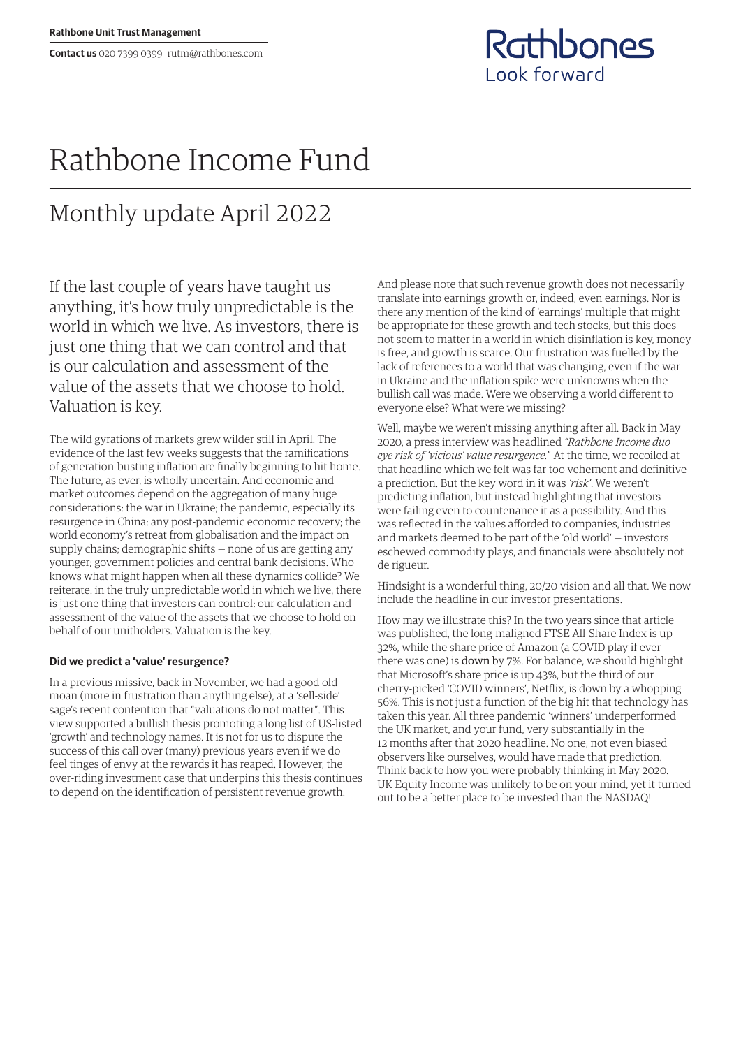Rathbone Unit Trust Management

**Contact us** 020 7399 0399 rutm@rathbones.com

Rathbones
Look forward

# Rathbone Income Fund

## Monthly update April 2022

If the last couple of years have taught us anything, it's how truly unpredictable is the world in which we live. As investors, there is just one thing that we can control and that is our calculation and assessment of the value of the assets that we choose to hold. Valuation is key.

The wild gyrations of markets grew wilder still in April. The evidence of the last few weeks suggests that the ramifications of generation-busting inflation are finally beginning to hit home. The future, as ever, is wholly uncertain. And economic and market outcomes depend on the aggregation of many huge considerations: the war in Ukraine; the pandemic, especially its resurgence in China; any post-pandemic economic recovery; the world economy's retreat from globalisation and the impact on supply chains; demographic shifts — none of us are getting any younger; government policies and central bank decisions. Who knows what might happen when all these dynamics collide? We reiterate: in the truly unpredictable world in which we live, there is just one thing that investors can control: our calculation and assessment of the value of the assets that we choose to hold on behalf of our unitholders. Valuation is the key.

**Did we predict a 'value' resurgence?**

In a previous missive, back in November, we had a good old moan (more in frustration than anything else), at a 'sell-side' sage's recent contention that "valuations do not matter". This view supported a bullish thesis promoting a long list of US-listed 'growth' and technology names. It is not for us to dispute the success of this call over (many) previous years even if we do feel tinges of envy at the rewards it has reaped. However, the over-riding investment case that underpins this thesis continues to depend on the identification of persistent revenue growth.

And please note that such revenue growth does not necessarily translate into earnings growth or, indeed, even earnings. Nor is there any mention of the kind of 'earnings' multiple that might be appropriate for these growth and tech stocks, but this does not seem to matter in a world in which disinflation is key, money is free, and growth is scarce. Our frustration was fuelled by the lack of references to a world that was changing, even if the war in Ukraine and the inflation spike were unknowns when the bullish call was made. Were we observing a world different to everyone else? What were we missing?

Well, maybe we weren't missing anything after all. Back in May 2020, a press interview was headlined *"Rathbone Income duo eye risk of 'vicious' value resurgence."* At the time, we recoiled at that headline which we felt was far too vehement and definitive a prediction. But the key word in it was *'risk'*. We weren't predicting inflation, but instead highlighting that investors were failing even to countenance it as a possibility. And this was reflected in the values afforded to companies, industries and markets deemed to be part of the 'old world' — investors eschewed commodity plays, and financials were absolutely not de rigueur.

Hindsight is a wonderful thing, 20/20 vision and all that. We now include the headline in our investor presentations.

How may we illustrate this? In the two years since that article was published, the long-maligned FTSE All-Share Index is up 32%, while the share price of Amazon (a COVID play if ever there was one) is down by 7%. For balance, we should highlight that Microsoft's share price is up 43%, but the third of our cherry-picked 'COVID winners', Netflix, is down by a whopping 56%. This is not just a function of the big hit that technology has taken this year. All three pandemic 'winners' underperformed the UK market, and your fund, very substantially in the 12 months after that 2020 headline. No one, not even biased observers like ourselves, would have made that prediction. Think back to how you were probably thinking in May 2020. UK Equity Income was unlikely to be on your mind, yet it turned out to be a better place to be invested than the NASDAQ!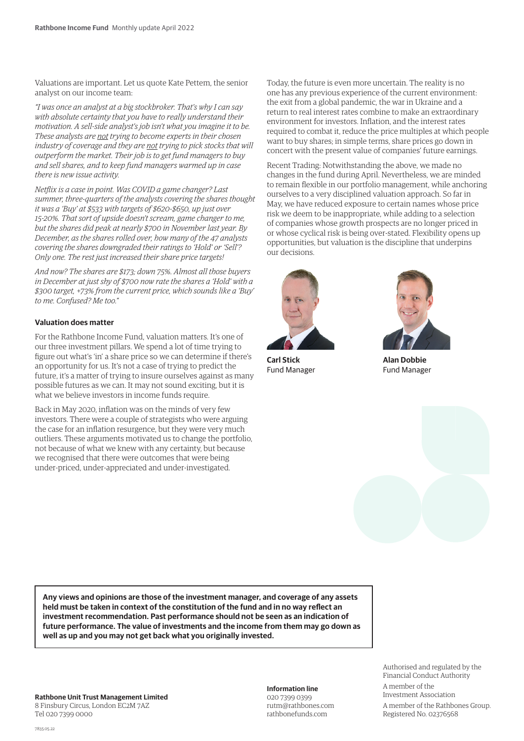Valuations are important. Let us quote Kate Pettem, the senior analyst on our income team:

*"I was once an analyst at a big stockbroker. That's why I can say with absolute certainty that you have to really understand their motivation. A sell-side analyst's job isn't what you imagine it to be. These analysts are not trying to become experts in their chosen industry of coverage and they are not trying to pick stocks that will outperform the market. Their job is to get fund managers to buy and sell shares, and to keep fund managers warmed up in case there is new issue activity.*

*Netflix is a case in point. Was COVID a game changer? Last summer, three-quarters of the analysts covering the shares thought it was a 'Buy' at $533 with targets of $620-$650, up just over 15-20%. That sort of upside doesn't scream, game changer to me, but the shares did peak at nearly $700 in November last year. By December, as the shares rolled over, how many of the 47 analysts covering the shares downgraded their ratings to 'Hold' or 'Sell'? Only one. The rest just increased their share price targets!*

*And now? The shares are $173; down 75%. Almost all those buyers in December at just shy of $700 now rate the shares a 'Hold' with a $300 target, +73% from the current price, which sounds like a 'Buy' to me. Confused? Me too."*

**Valuation does matter**

For the Rathbone Income Fund, valuation matters. It's one of our three investment pillars. We spend a lot of time trying to figure out what's 'in' a share price so we can determine if there's an opportunity for us. It's not a case of trying to predict the future, it's a matter of trying to insure ourselves against as many possible futures as we can. It may not sound exciting, but it is what we believe investors in income funds require.

Back in May 2020, inflation was on the minds of very few investors. There were a couple of strategists who were arguing the case for an inflation resurgence, but they were very much outliers. These arguments motivated us to change the portfolio, not because of what we knew with any certainty, but because we recognised that there were outcomes that were being under-priced, under-appreciated and under-investigated.

Today, the future is even more uncertain. The reality is no one has any previous experience of the current environment: the exit from a global pandemic, the war in Ukraine and a return to real interest rates combine to make an extraordinary environment for investors. Inflation, and the interest rates required to combat it, reduce the price multiples at which people want to buy shares; in simple terms, share prices go down in concert with the present value of companies' future earnings.

Recent Trading: Notwithstanding the above, we made no changes in the fund during April. Nevertheless, we are minded to remain flexible in our portfolio management, while anchoring ourselves to a very disciplined valuation approach. So far in May, we have reduced exposure to certain names whose price risk we deem to be inappropriate, while adding to a selection of companies whose growth prospects are no longer priced in or whose cyclical risk is being over-stated. Flexibility opens up opportunities, but valuation is the discipline that underpins our decisions.

**Carl Stick**
Fund Manager

**Alan Dobbie**
Fund Manager

**Any views and opinions are those of the investment manager, and coverage of any assets held must be taken in context of the constitution of the fund and in no way reflect an investment recommendation. Past performance should not be seen as an indication of future performance. The value of investments and the income from them may go down as well as up and you may not get back what you originally invested.**

**Rathbone Unit Trust Management Limited**
8 Finsbury Circus, London EC2M 7AZ
Tel 020 7399 0000

**Information line**
020 7399 0399
rutm@rathbones.com
rathbonefunds.com

Authorised and regulated by the Financial Conduct Authority

A member of the Investment Association

A member of the Rathbones Group. Registered No. 02376568

7835.05.22